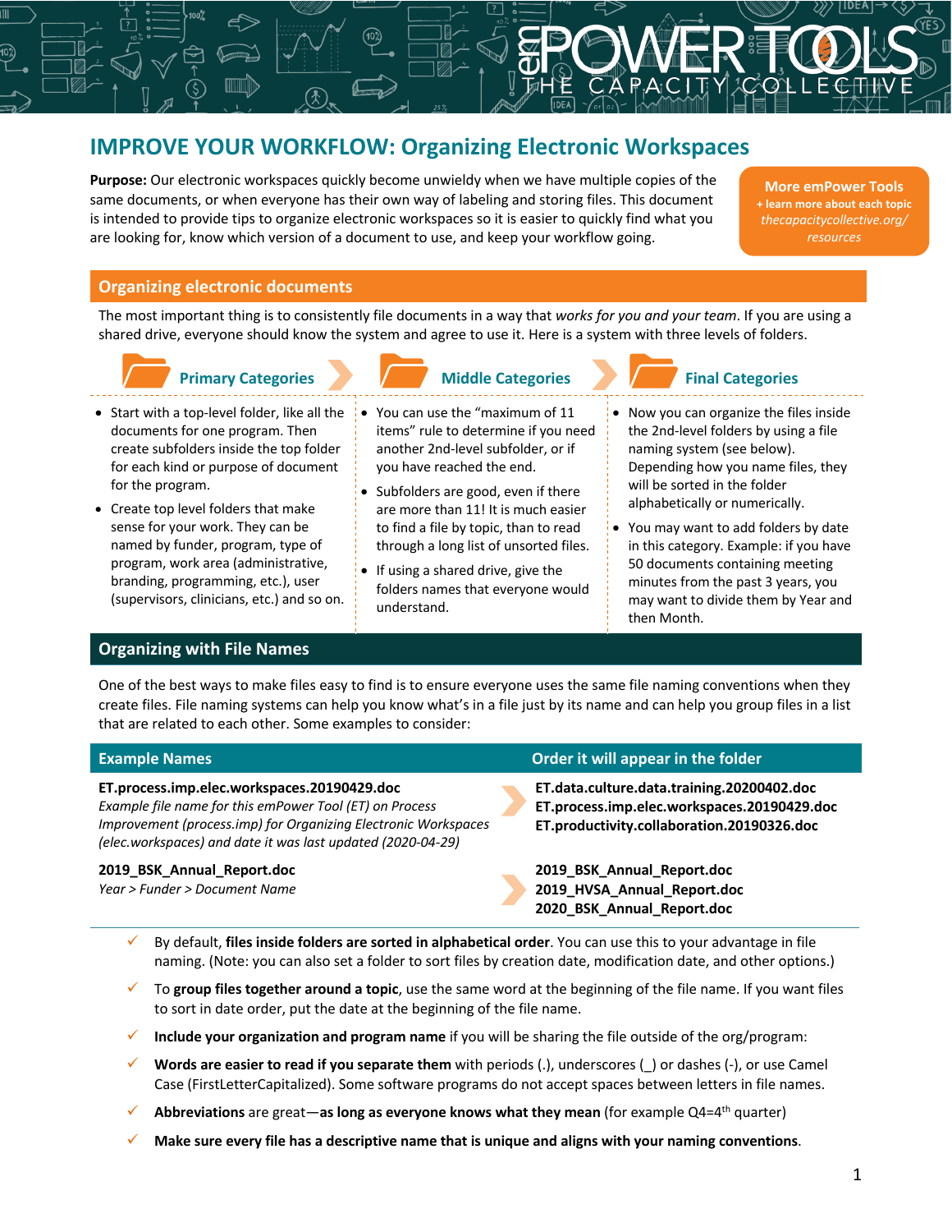# IMPROVE YOUR WORKFLOW: Organizing Electronic Workspaces

**Purpose:** Our electronic workspaces quickly become unwieldy when we have multiple copies of the same documents, or when everyone has their own way of labeling and storing files. This document is intended to provide tips to organize electronic workspaces so it is easier to quickly find what you are looking for, know which version of a document to use, and keep your workflow going.

**More emPower Tools**
+ learn more about each topic
*thecapacitycollective.org/resources*

## Organizing electronic documents

The most important thing is to consistently file documents in a way that *works for you and your team*. If you are using a shared drive, everyone should know the system and agree to use it. Here is a system with three levels of folders.

### Primary Categories

- Start with a top-level folder, like all the documents for one program. Then create subfolders inside the top folder for each kind or purpose of document for the program.
- Create top level folders that make sense for your work. They can be named by funder, program, type of program, work area (administrative, branding, programming, etc.), user (supervisors, clinicians, etc.) and so on.

### Middle Categories

- You can use the "maximum of 11 items" rule to determine if you need another 2nd-level subfolder, or if you have reached the end.
- Subfolders are good, even if there are more than 11! It is much easier to find a file by topic, than to read through a long list of unsorted files.
- If using a shared drive, give the folders names that everyone would understand.

### Final Categories

- Now you can organize the files inside the 2nd-level folders by using a file naming system (see below). Depending how you name files, they will be sorted in the folder alphabetically or numerically.
- You may want to add folders by date in this category. Example: if you have 50 documents containing meeting minutes from the past 3 years, you may want to divide them by Year and then Month.

## Organizing with File Names

One of the best ways to make files easy to find is to ensure everyone uses the same file naming conventions when they create files. File naming systems can help you know what's in a file just by its name and can help you group files in a list that are related to each other. Some examples to consider:

| Example Names | Order it will appear in the folder |
|---|---|
| **ET.process.imp.elec.workspaces.20190429.doc**<br>*Example file name for this emPower Tool (ET) on Process Improvement (process.imp) for Organizing Electronic Workspaces (elec.workspaces) and date it was last updated (2020-04-29)* | **ET.data.culture.data.training.20200402.doc**<br>**ET.process.imp.elec.workspaces.20190429.doc**<br>**ET.productivity.collaboration.20190326.doc** |
| **2019_BSK_Annual_Report.doc**<br>*Year > Funder > Document Name* | **2019_BSK_Annual_Report.doc**<br>**2019_HVSA_Annual_Report.doc**<br>**2020_BSK_Annual_Report.doc** |

- ✓ By default, **files inside folders are sorted in alphabetical order**. You can use this to your advantage in file naming. (Note: you can also set a folder to sort files by creation date, modification date, and other options.)
- ✓ To **group files together around a topic**, use the same word at the beginning of the file name. If you want files to sort in date order, put the date at the beginning of the file name.
- ✓ **Include your organization and program name** if you will be sharing the file outside of the org/program:
- ✓ **Words are easier to read if you separate them** with periods (.), underscores (_) or dashes (-), or use Camel Case (FirstLetterCapitalized). Some software programs do not accept spaces between letters in file names.
- ✓ **Abbreviations** are great—**as long as everyone knows what they mean** (for example Q4=4th quarter)
- ✓ **Make sure every file has a descriptive name that is unique and aligns with your naming conventions**.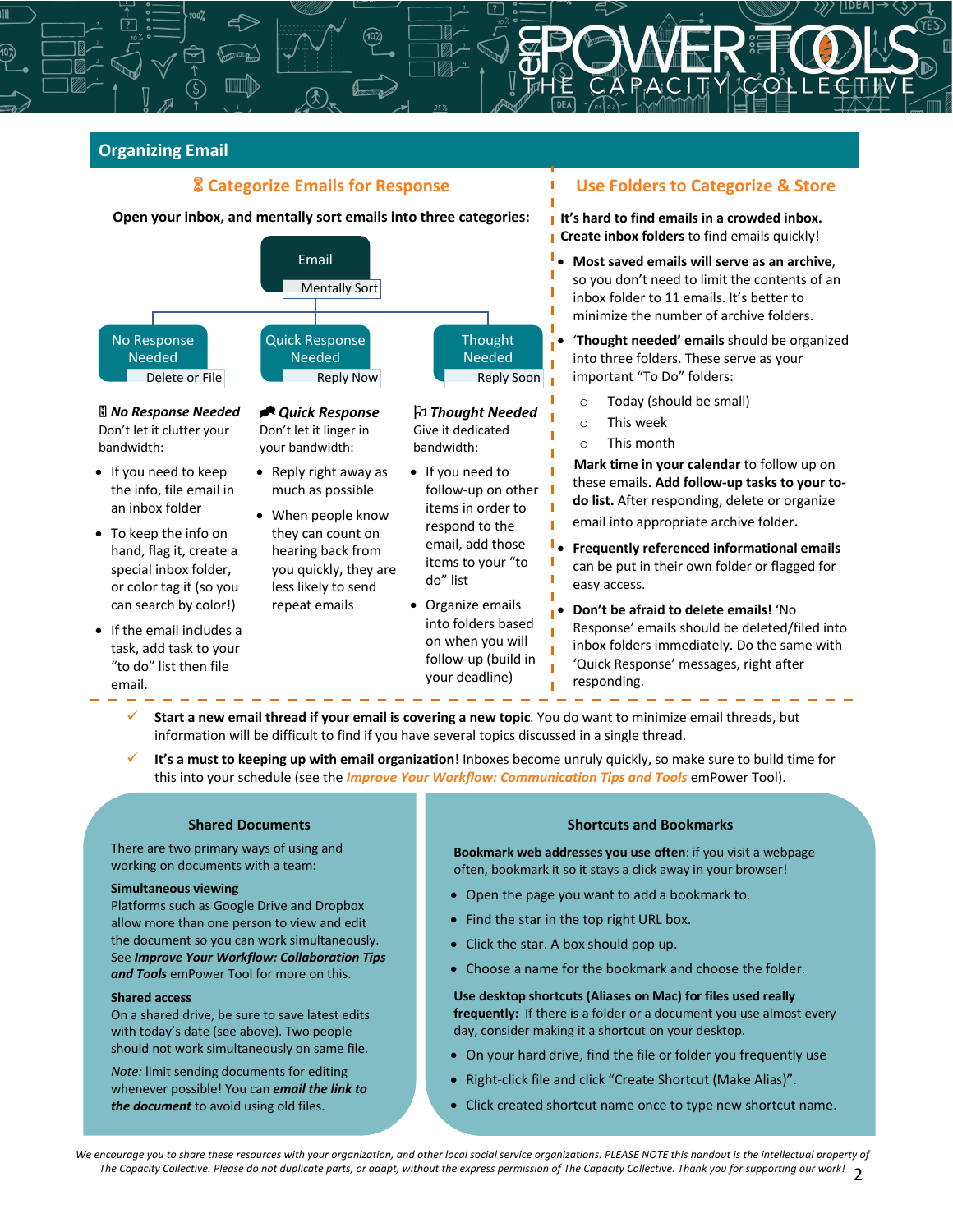## Organizing Email

### Categorize Emails for Response

**Open your inbox, and mentally sort emails into three categories:**

Email
Mentally Sort

No Response Needed
Delete or File

Quick Response Needed
Reply Now

Thought Needed
Reply Soon

***No Response Needed***
Don't let it clutter your bandwidth:

- If you need to keep the info, file email in an inbox folder
- To keep the info on hand, flag it, create a special inbox folder, or color tag it (so you can search by color!)
- If the email includes a task, add task to your "to do" list then file email.

***Quick Response***
Don't let it linger in your bandwidth:

- Reply right away as much as possible
- When people know they can count on hearing back from you quickly, they are less likely to send repeat emails

***Thought Needed***
Give it dedicated bandwidth:

- If you need to follow-up on other items in order to respond to the email, add those items to your "to do" list
- Organize emails into folders based on when you will follow-up (build in your deadline)

### Use Folders to Categorize & Store

**It's hard to find emails in a crowded inbox. Create inbox folders** to find emails quickly!

- **Most saved emails will serve as an archive**, so you don't need to limit the contents of an inbox folder to 11 emails. It's better to minimize the number of archive folders.
- '**Thought needed' emails** should be organized into three folders. These serve as your important "To Do" folders:
  - Today (should be small)
  - This week
  - This month

  **Mark time in your calendar** to follow up on these emails. **Add follow-up tasks to your to-do list.** After responding, delete or organize email into appropriate archive folder.
- **Frequently referenced informational emails** can be put in their own folder or flagged for easy access.
- **Don't be afraid to delete emails!** 'No Response' emails should be deleted/filed into inbox folders immediately. Do the same with 'Quick Response' messages, right after responding.

---

- ✓ **Start a new email thread if your email is covering a new topic**. You do want to minimize email threads, but information will be difficult to find if you have several topics discussed in a single thread.
- ✓ **It's a must to keeping up with email organization**! Inboxes become unruly quickly, so make sure to build time for this into your schedule (see the ***Improve Your Workflow: Communication Tips and Tools*** emPower Tool).

### Shared Documents

There are two primary ways of using and working on documents with a team:

**Simultaneous viewing**
Platforms such as Google Drive and Dropbox allow more than one person to view and edit the document so you can work simultaneously. See ***Improve Your Workflow: Collaboration Tips and Tools*** emPower Tool for more on this.

**Shared access**
On a shared drive, be sure to save latest edits with today's date (see above). Two people should not work simultaneously on same file.

*Note:* limit sending documents for editing whenever possible! You can ***email the link to the document*** to avoid using old files.

### Shortcuts and Bookmarks

**Bookmark web addresses you use often**: if you visit a webpage often, bookmark it so it stays a click away in your browser!

- Open the page you want to add a bookmark to.
- Find the star in the top right URL box.
- Click the star. A box should pop up.
- Choose a name for the bookmark and choose the folder.

**Use desktop shortcuts (Aliases on Mac) for files used really frequently:** If there is a folder or a document you use almost every day, consider making it a shortcut on your desktop.

- On your hard drive, find the file or folder you frequently use
- Right-click file and click "Create Shortcut (Make Alias)".
- Click created shortcut name once to type new shortcut name.

*We encourage you to share these resources with your organization, and other local social service organizations. PLEASE NOTE this handout is the intellectual property of The Capacity Collective. Please do not duplicate parts, or adapt, without the express permission of The Capacity Collective. Thank you for supporting our work!*